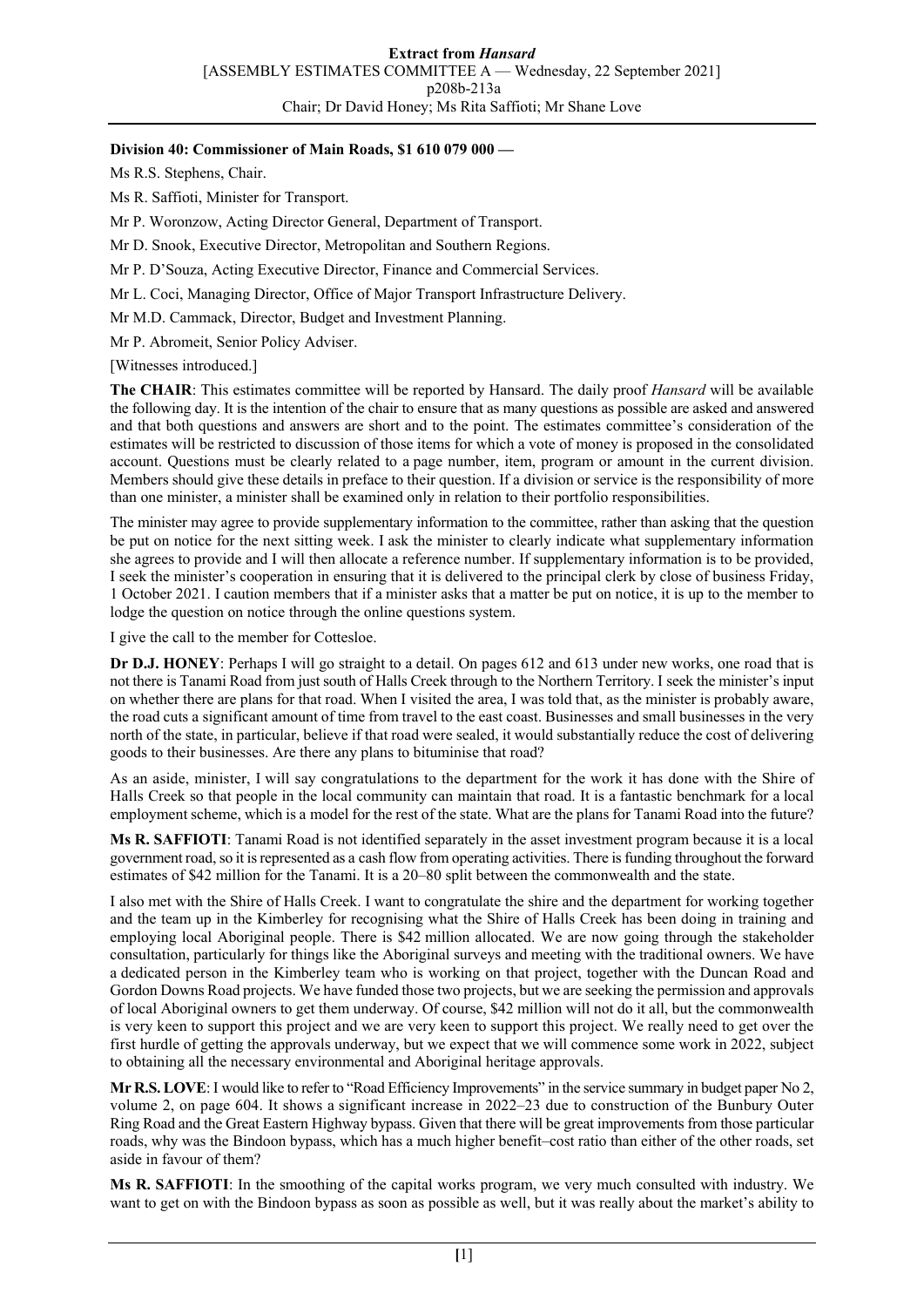**Division 40: Commissioner of Main Roads, $1 610 079 000 —**

Ms R.S. Stephens, Chair.

Ms R. Saffioti, Minister for Transport.

Mr P. Woronzow, Acting Director General, Department of Transport.

Mr D. Snook, Executive Director, Metropolitan and Southern Regions.

Mr P. D'Souza, Acting Executive Director, Finance and Commercial Services.

Mr L. Coci, Managing Director, Office of Major Transport Infrastructure Delivery.

Mr M.D. Cammack, Director, Budget and Investment Planning.

Mr P. Abromeit, Senior Policy Adviser.

[Witnesses introduced.]

**The CHAIR**: This estimates committee will be reported by Hansard. The daily proof *Hansard* will be available the following day. It is the intention of the chair to ensure that as many questions as possible are asked and answered and that both questions and answers are short and to the point. The estimates committee's consideration of the estimates will be restricted to discussion of those items for which a vote of money is proposed in the consolidated account. Questions must be clearly related to a page number, item, program or amount in the current division. Members should give these details in preface to their question. If a division or service is the responsibility of more than one minister, a minister shall be examined only in relation to their portfolio responsibilities.

The minister may agree to provide supplementary information to the committee, rather than asking that the question be put on notice for the next sitting week. I ask the minister to clearly indicate what supplementary information she agrees to provide and I will then allocate a reference number. If supplementary information is to be provided, I seek the minister's cooperation in ensuring that it is delivered to the principal clerk by close of business Friday, 1 October 2021. I caution members that if a minister asks that a matter be put on notice, it is up to the member to lodge the question on notice through the online questions system.

I give the call to the member for Cottesloe.

**Dr D.J. HONEY**: Perhaps I will go straight to a detail. On pages 612 and 613 under new works, one road that is not there is Tanami Road from just south of Halls Creek through to the Northern Territory. I seek the minister's input on whether there are plans for that road. When I visited the area, I was told that, as the minister is probably aware, the road cuts a significant amount of time from travel to the east coast. Businesses and small businesses in the very north of the state, in particular, believe if that road were sealed, it would substantially reduce the cost of delivering goods to their businesses. Are there any plans to bituminise that road?

As an aside, minister, I will say congratulations to the department for the work it has done with the Shire of Halls Creek so that people in the local community can maintain that road. It is a fantastic benchmark for a local employment scheme, which is a model for the rest of the state. What are the plans for Tanami Road into the future?

**Ms R. SAFFIOTI**: Tanami Road is not identified separately in the asset investment program because it is a local government road, so it is represented as a cash flow from operating activities. There is funding throughout the forward estimates of $42 million for the Tanami. It is a 20–80 split between the commonwealth and the state.

I also met with the Shire of Halls Creek. I want to congratulate the shire and the department for working together and the team up in the Kimberley for recognising what the Shire of Halls Creek has been doing in training and employing local Aboriginal people. There is $42 million allocated. We are now going through the stakeholder consultation, particularly for things like the Aboriginal surveys and meeting with the traditional owners. We have a dedicated person in the Kimberley team who is working on that project, together with the Duncan Road and Gordon Downs Road projects. We have funded those two projects, but we are seeking the permission and approvals of local Aboriginal owners to get them underway. Of course, $42 million will not do it all, but the commonwealth is very keen to support this project and we are very keen to support this project. We really need to get over the first hurdle of getting the approvals underway, but we expect that we will commence some work in 2022, subject to obtaining all the necessary environmental and Aboriginal heritage approvals.

**Mr R.S. LOVE**: I would like to refer to "Road Efficiency Improvements" in the service summary in budget paper No 2, volume 2, on page 604. It shows a significant increase in 2022–23 due to construction of the Bunbury Outer Ring Road and the Great Eastern Highway bypass. Given that there will be great improvements from those particular roads, why was the Bindoon bypass, which has a much higher benefit–cost ratio than either of the other roads, set aside in favour of them?

**Ms R. SAFFIOTI**: In the smoothing of the capital works program, we very much consulted with industry. We want to get on with the Bindoon bypass as soon as possible as well, but it was really about the market's ability to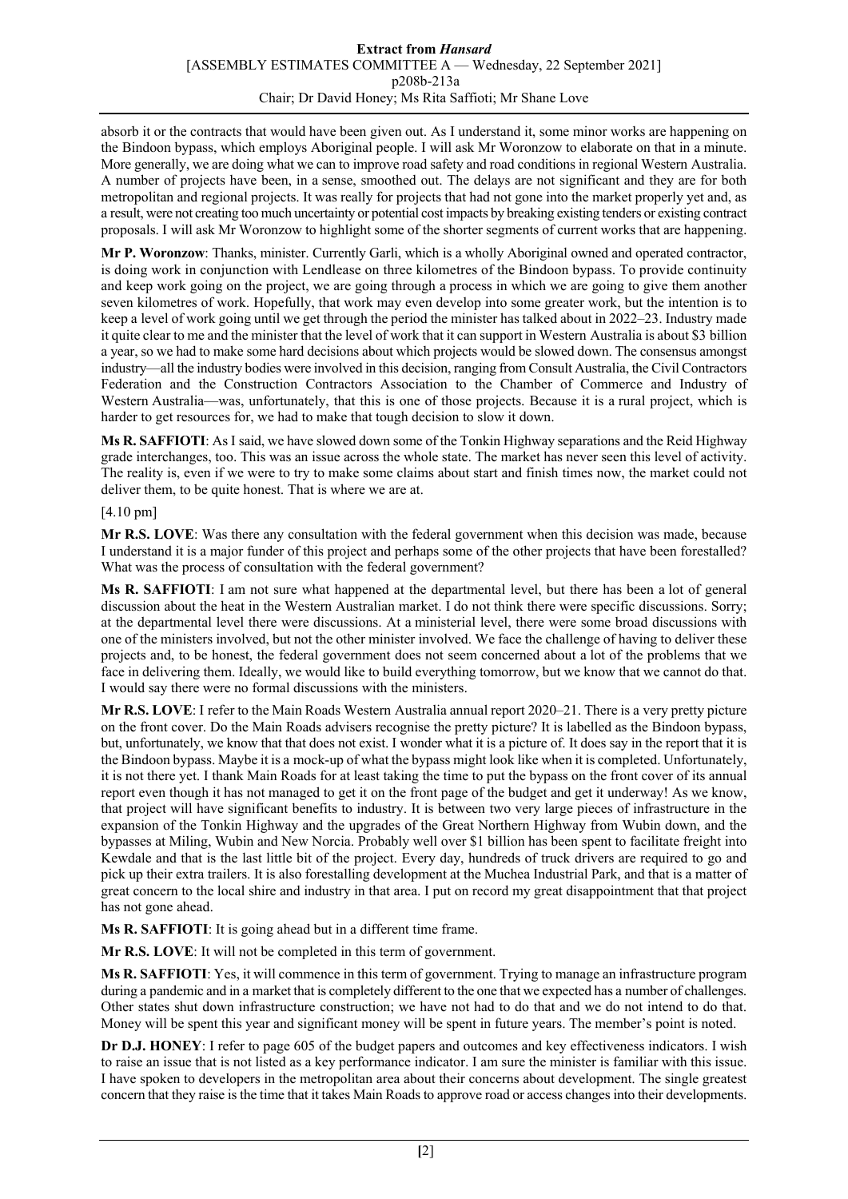absorb it or the contracts that would have been given out. As I understand it, some minor works are happening on the Bindoon bypass, which employs Aboriginal people. I will ask Mr Woronzow to elaborate on that in a minute. More generally, we are doing what we can to improve road safety and road conditions in regional Western Australia. A number of projects have been, in a sense, smoothed out. The delays are not significant and they are for both metropolitan and regional projects. It was really for projects that had not gone into the market properly yet and, as a result, were not creating too much uncertainty or potential cost impacts by breaking existing tenders or existing contract proposals. I will ask Mr Woronzow to highlight some of the shorter segments of current works that are happening.

**Mr P. Woronzow**: Thanks, minister. Currently Garli, which is a wholly Aboriginal owned and operated contractor, is doing work in conjunction with Lendlease on three kilometres of the Bindoon bypass. To provide continuity and keep work going on the project, we are going through a process in which we are going to give them another seven kilometres of work. Hopefully, that work may even develop into some greater work, but the intention is to keep a level of work going until we get through the period the minister has talked about in 2022–23. Industry made it quite clear to me and the minister that the level of work that it can support in Western Australia is about $3 billion a year, so we had to make some hard decisions about which projects would be slowed down. The consensus amongst industry—all the industry bodies were involved in this decision, ranging from Consult Australia, the Civil Contractors Federation and the Construction Contractors Association to the Chamber of Commerce and Industry of Western Australia—was, unfortunately, that this is one of those projects. Because it is a rural project, which is harder to get resources for, we had to make that tough decision to slow it down.

**Ms R. SAFFIOTI**: As I said, we have slowed down some of the Tonkin Highway separations and the Reid Highway grade interchanges, too. This was an issue across the whole state. The market has never seen this level of activity. The reality is, even if we were to try to make some claims about start and finish times now, the market could not deliver them, to be quite honest. That is where we are at.

[4.10 pm]

**Mr R.S. LOVE**: Was there any consultation with the federal government when this decision was made, because I understand it is a major funder of this project and perhaps some of the other projects that have been forestalled? What was the process of consultation with the federal government?

**Ms R. SAFFIOTI**: I am not sure what happened at the departmental level, but there has been a lot of general discussion about the heat in the Western Australian market. I do not think there were specific discussions. Sorry; at the departmental level there were discussions. At a ministerial level, there were some broad discussions with one of the ministers involved, but not the other minister involved. We face the challenge of having to deliver these projects and, to be honest, the federal government does not seem concerned about a lot of the problems that we face in delivering them. Ideally, we would like to build everything tomorrow, but we know that we cannot do that. I would say there were no formal discussions with the ministers.

**Mr R.S. LOVE**: I refer to the Main Roads Western Australia annual report 2020–21. There is a very pretty picture on the front cover. Do the Main Roads advisers recognise the pretty picture? It is labelled as the Bindoon bypass, but, unfortunately, we know that that does not exist. I wonder what it is a picture of. It does say in the report that it is the Bindoon bypass. Maybe it is a mock-up of what the bypass might look like when it is completed. Unfortunately, it is not there yet. I thank Main Roads for at least taking the time to put the bypass on the front cover of its annual report even though it has not managed to get it on the front page of the budget and get it underway! As we know, that project will have significant benefits to industry. It is between two very large pieces of infrastructure in the expansion of the Tonkin Highway and the upgrades of the Great Northern Highway from Wubin down, and the bypasses at Miling, Wubin and New Norcia. Probably well over $1 billion has been spent to facilitate freight into Kewdale and that is the last little bit of the project. Every day, hundreds of truck drivers are required to go and pick up their extra trailers. It is also forestalling development at the Muchea Industrial Park, and that is a matter of great concern to the local shire and industry in that area. I put on record my great disappointment that that project has not gone ahead.

**Ms R. SAFFIOTI**: It is going ahead but in a different time frame.

**Mr R.S. LOVE**: It will not be completed in this term of government.

**Ms R. SAFFIOTI**: Yes, it will commence in this term of government. Trying to manage an infrastructure program during a pandemic and in a market that is completely different to the one that we expected has a number of challenges. Other states shut down infrastructure construction; we have not had to do that and we do not intend to do that. Money will be spent this year and significant money will be spent in future years. The member's point is noted.

**Dr D.J. HONEY**: I refer to page 605 of the budget papers and outcomes and key effectiveness indicators. I wish to raise an issue that is not listed as a key performance indicator. I am sure the minister is familiar with this issue. I have spoken to developers in the metropolitan area about their concerns about development. The single greatest concern that they raise is the time that it takes Main Roads to approve road or access changes into their developments.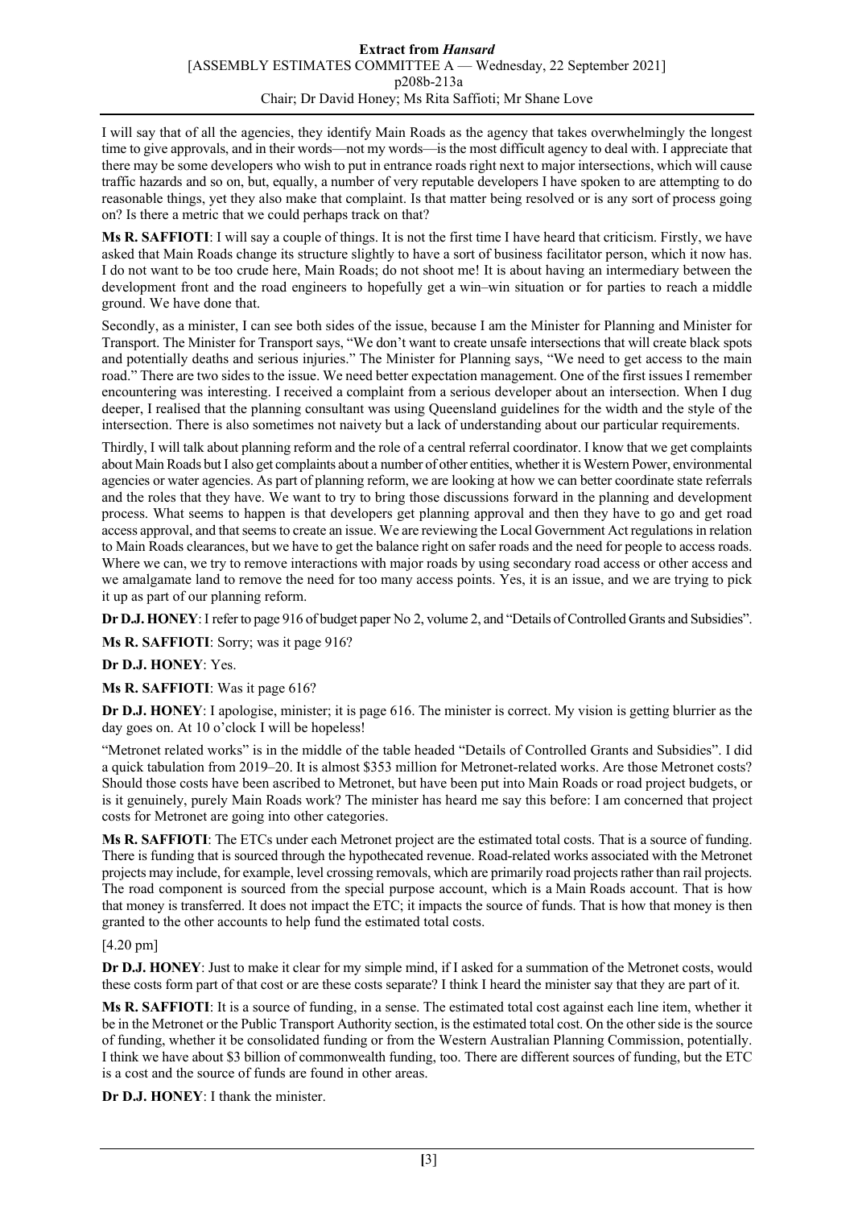I will say that of all the agencies, they identify Main Roads as the agency that takes overwhelmingly the longest time to give approvals, and in their words—not my words—is the most difficult agency to deal with. I appreciate that there may be some developers who wish to put in entrance roads right next to major intersections, which will cause traffic hazards and so on, but, equally, a number of very reputable developers I have spoken to are attempting to do reasonable things, yet they also make that complaint. Is that matter being resolved or is any sort of process going on? Is there a metric that we could perhaps track on that?

**Ms R. SAFFIOTI**: I will say a couple of things. It is not the first time I have heard that criticism. Firstly, we have asked that Main Roads change its structure slightly to have a sort of business facilitator person, which it now has. I do not want to be too crude here, Main Roads; do not shoot me! It is about having an intermediary between the development front and the road engineers to hopefully get a win–win situation or for parties to reach a middle ground. We have done that.

Secondly, as a minister, I can see both sides of the issue, because I am the Minister for Planning and Minister for Transport. The Minister for Transport says, "We don't want to create unsafe intersections that will create black spots and potentially deaths and serious injuries." The Minister for Planning says, "We need to get access to the main road." There are two sides to the issue. We need better expectation management. One of the first issues I remember encountering was interesting. I received a complaint from a serious developer about an intersection. When I dug deeper, I realised that the planning consultant was using Queensland guidelines for the width and the style of the intersection. There is also sometimes not naivety but a lack of understanding about our particular requirements.

Thirdly, I will talk about planning reform and the role of a central referral coordinator. I know that we get complaints about Main Roads but I also get complaints about a number of other entities, whether it is Western Power, environmental agencies or water agencies. As part of planning reform, we are looking at how we can better coordinate state referrals and the roles that they have. We want to try to bring those discussions forward in the planning and development process. What seems to happen is that developers get planning approval and then they have to go and get road access approval, and that seems to create an issue. We are reviewing the Local Government Act regulations in relation to Main Roads clearances, but we have to get the balance right on safer roads and the need for people to access roads. Where we can, we try to remove interactions with major roads by using secondary road access or other access and we amalgamate land to remove the need for too many access points. Yes, it is an issue, and we are trying to pick it up as part of our planning reform.

**Dr D.J. HONEY**: I refer to page 916 of budget paper No 2, volume 2, and "Details of Controlled Grants and Subsidies".

**Ms R. SAFFIOTI**: Sorry; was it page 916?

**Dr D.J. HONEY**: Yes.

**Ms R. SAFFIOTI**: Was it page 616?

**Dr D.J. HONEY**: I apologise, minister; it is page 616. The minister is correct. My vision is getting blurrier as the day goes on. At 10 o'clock I will be hopeless!

"Metronet related works" is in the middle of the table headed "Details of Controlled Grants and Subsidies". I did a quick tabulation from 2019–20. It is almost \$353 million for Metronet-related works. Are those Metronet costs? Should those costs have been ascribed to Metronet, but have been put into Main Roads or road project budgets, or is it genuinely, purely Main Roads work? The minister has heard me say this before: I am concerned that project costs for Metronet are going into other categories.

**Ms R. SAFFIOTI**: The ETCs under each Metronet project are the estimated total costs. That is a source of funding. There is funding that is sourced through the hypothecated revenue. Road-related works associated with the Metronet projects may include, for example, level crossing removals, which are primarily road projects rather than rail projects. The road component is sourced from the special purpose account, which is a Main Roads account. That is how that money is transferred. It does not impact the ETC; it impacts the source of funds. That is how that money is then granted to the other accounts to help fund the estimated total costs.

[4.20 pm]

**Dr D.J. HONEY**: Just to make it clear for my simple mind, if I asked for a summation of the Metronet costs, would these costs form part of that cost or are these costs separate? I think I heard the minister say that they are part of it.

**Ms R. SAFFIOTI**: It is a source of funding, in a sense. The estimated total cost against each line item, whether it be in the Metronet or the Public Transport Authority section, is the estimated total cost. On the other side is the source of funding, whether it be consolidated funding or from the Western Australian Planning Commission, potentially. I think we have about \$3 billion of commonwealth funding, too. There are different sources of funding, but the ETC is a cost and the source of funds are found in other areas.

**Dr D.J. HONEY**: I thank the minister.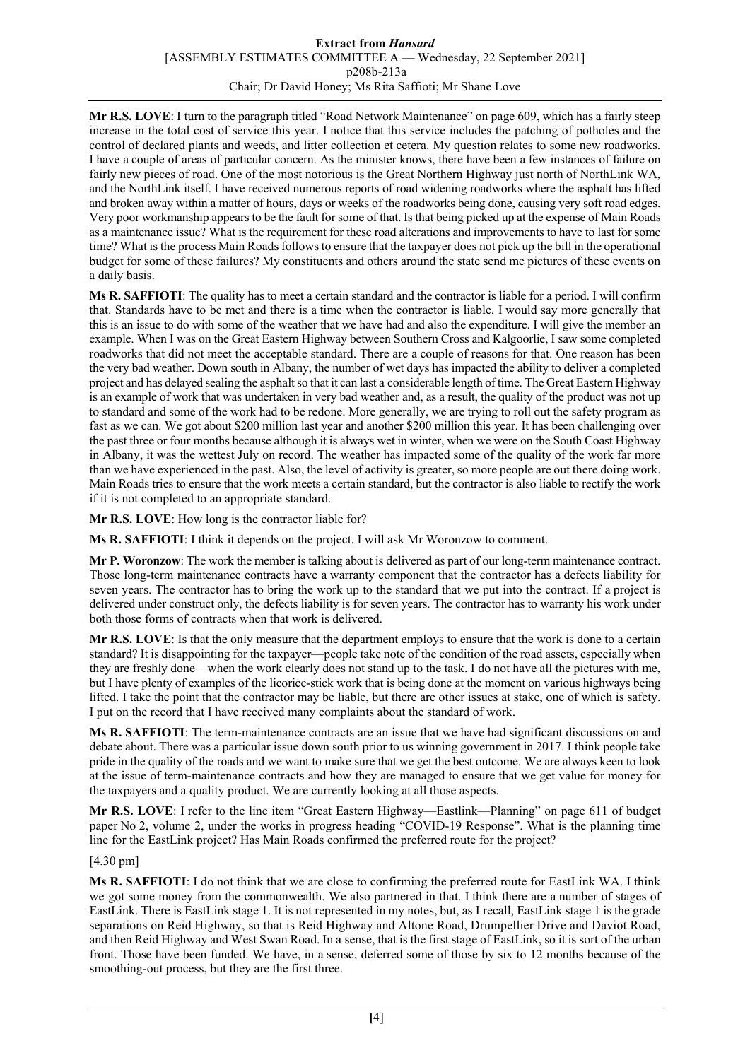**Mr R.S. LOVE**: I turn to the paragraph titled "Road Network Maintenance" on page 609, which has a fairly steep increase in the total cost of service this year. I notice that this service includes the patching of potholes and the control of declared plants and weeds, and litter collection et cetera. My question relates to some new roadworks. I have a couple of areas of particular concern. As the minister knows, there have been a few instances of failure on fairly new pieces of road. One of the most notorious is the Great Northern Highway just north of NorthLink WA, and the NorthLink itself. I have received numerous reports of road widening roadworks where the asphalt has lifted and broken away within a matter of hours, days or weeks of the roadworks being done, causing very soft road edges. Very poor workmanship appears to be the fault for some of that. Is that being picked up at the expense of Main Roads as a maintenance issue? What is the requirement for these road alterations and improvements to have to last for some time? What is the process Main Roads follows to ensure that the taxpayer does not pick up the bill in the operational budget for some of these failures? My constituents and others around the state send me pictures of these events on a daily basis.

**Ms R. SAFFIOTI**: The quality has to meet a certain standard and the contractor is liable for a period. I will confirm that. Standards have to be met and there is a time when the contractor is liable. I would say more generally that this is an issue to do with some of the weather that we have had and also the expenditure. I will give the member an example. When I was on the Great Eastern Highway between Southern Cross and Kalgoorlie, I saw some completed roadworks that did not meet the acceptable standard. There are a couple of reasons for that. One reason has been the very bad weather. Down south in Albany, the number of wet days has impacted the ability to deliver a completed project and has delayed sealing the asphalt so that it can last a considerable length of time. The Great Eastern Highway is an example of work that was undertaken in very bad weather and, as a result, the quality of the product was not up to standard and some of the work had to be redone. More generally, we are trying to roll out the safety program as fast as we can. We got about $200 million last year and another $200 million this year. It has been challenging over the past three or four months because although it is always wet in winter, when we were on the South Coast Highway in Albany, it was the wettest July on record. The weather has impacted some of the quality of the work far more than we have experienced in the past. Also, the level of activity is greater, so more people are out there doing work. Main Roads tries to ensure that the work meets a certain standard, but the contractor is also liable to rectify the work if it is not completed to an appropriate standard.

**Mr R.S. LOVE**: How long is the contractor liable for?

**Ms R. SAFFIOTI**: I think it depends on the project. I will ask Mr Woronzow to comment.

**Mr P. Woronzow**: The work the member is talking about is delivered as part of our long-term maintenance contract. Those long-term maintenance contracts have a warranty component that the contractor has a defects liability for seven years. The contractor has to bring the work up to the standard that we put into the contract. If a project is delivered under construct only, the defects liability is for seven years. The contractor has to warranty his work under both those forms of contracts when that work is delivered.

**Mr R.S. LOVE**: Is that the only measure that the department employs to ensure that the work is done to a certain standard? It is disappointing for the taxpayer—people take note of the condition of the road assets, especially when they are freshly done—when the work clearly does not stand up to the task. I do not have all the pictures with me, but I have plenty of examples of the licorice-stick work that is being done at the moment on various highways being lifted. I take the point that the contractor may be liable, but there are other issues at stake, one of which is safety. I put on the record that I have received many complaints about the standard of work.

**Ms R. SAFFIOTI**: The term-maintenance contracts are an issue that we have had significant discussions on and debate about. There was a particular issue down south prior to us winning government in 2017. I think people take pride in the quality of the roads and we want to make sure that we get the best outcome. We are always keen to look at the issue of term-maintenance contracts and how they are managed to ensure that we get value for money for the taxpayers and a quality product. We are currently looking at all those aspects.

**Mr R.S. LOVE**: I refer to the line item "Great Eastern Highway—Eastlink—Planning" on page 611 of budget paper No 2, volume 2, under the works in progress heading "COVID-19 Response". What is the planning time line for the EastLink project? Has Main Roads confirmed the preferred route for the project?

[4.30 pm]

**Ms R. SAFFIOTI**: I do not think that we are close to confirming the preferred route for EastLink WA. I think we got some money from the commonwealth. We also partnered in that. I think there are a number of stages of EastLink. There is EastLink stage 1. It is not represented in my notes, but, as I recall, EastLink stage 1 is the grade separations on Reid Highway, so that is Reid Highway and Altone Road, Drumpellier Drive and Daviot Road, and then Reid Highway and West Swan Road. In a sense, that is the first stage of EastLink, so it is sort of the urban front. Those have been funded. We have, in a sense, deferred some of those by six to 12 months because of the smoothing-out process, but they are the first three.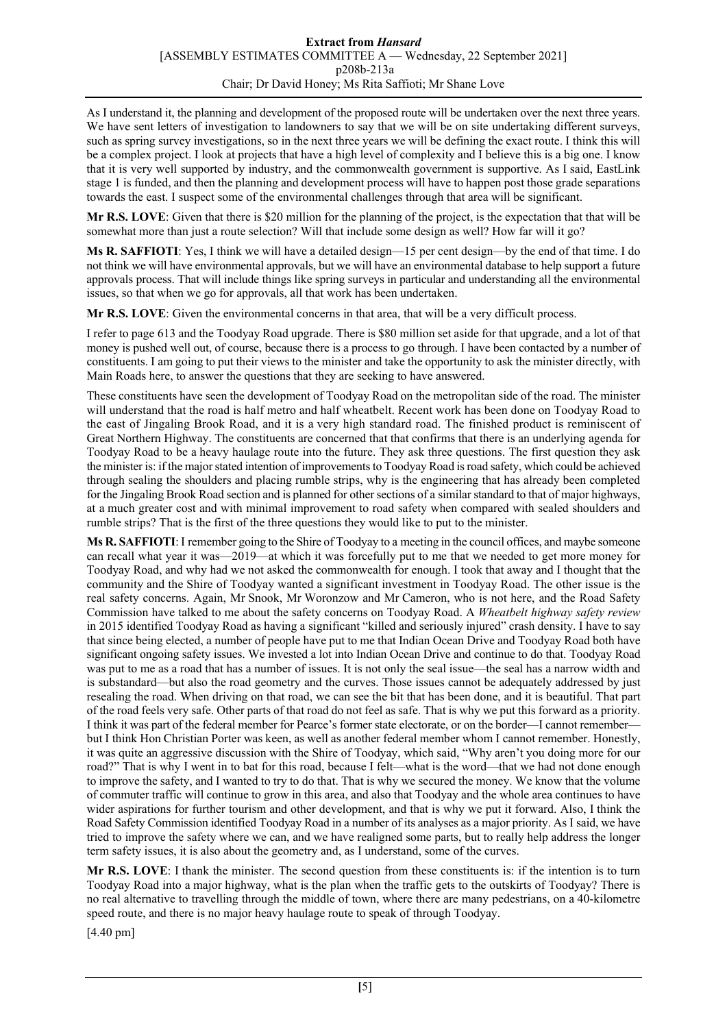As I understand it, the planning and development of the proposed route will be undertaken over the next three years. We have sent letters of investigation to landowners to say that we will be on site undertaking different surveys, such as spring survey investigations, so in the next three years we will be defining the exact route. I think this will be a complex project. I look at projects that have a high level of complexity and I believe this is a big one. I know that it is very well supported by industry, and the commonwealth government is supportive. As I said, EastLink stage 1 is funded, and then the planning and development process will have to happen post those grade separations towards the east. I suspect some of the environmental challenges through that area will be significant.

**Mr R.S. LOVE**: Given that there is $20 million for the planning of the project, is the expectation that that will be somewhat more than just a route selection? Will that include some design as well? How far will it go?

**Ms R. SAFFIOTI**: Yes, I think we will have a detailed design—15 per cent design—by the end of that time. I do not think we will have environmental approvals, but we will have an environmental database to help support a future approvals process. That will include things like spring surveys in particular and understanding all the environmental issues, so that when we go for approvals, all that work has been undertaken.

**Mr R.S. LOVE**: Given the environmental concerns in that area, that will be a very difficult process.

I refer to page 613 and the Toodyay Road upgrade. There is $80 million set aside for that upgrade, and a lot of that money is pushed well out, of course, because there is a process to go through. I have been contacted by a number of constituents. I am going to put their views to the minister and take the opportunity to ask the minister directly, with Main Roads here, to answer the questions that they are seeking to have answered.

These constituents have seen the development of Toodyay Road on the metropolitan side of the road. The minister will understand that the road is half metro and half wheatbelt. Recent work has been done on Toodyay Road to the east of Jingaling Brook Road, and it is a very high standard road. The finished product is reminiscent of Great Northern Highway. The constituents are concerned that that confirms that there is an underlying agenda for Toodyay Road to be a heavy haulage route into the future. They ask three questions. The first question they ask the minister is: if the major stated intention of improvements to Toodyay Road is road safety, which could be achieved through sealing the shoulders and placing rumble strips, why is the engineering that has already been completed for the Jingaling Brook Road section and is planned for other sections of a similar standard to that of major highways, at a much greater cost and with minimal improvement to road safety when compared with sealed shoulders and rumble strips? That is the first of the three questions they would like to put to the minister.

**Ms R. SAFFIOTI**: I remember going to the Shire of Toodyay to a meeting in the council offices, and maybe someone can recall what year it was—2019—at which it was forcefully put to me that we needed to get more money for Toodyay Road, and why had we not asked the commonwealth for enough. I took that away and I thought that the community and the Shire of Toodyay wanted a significant investment in Toodyay Road. The other issue is the real safety concerns. Again, Mr Snook, Mr Woronzow and Mr Cameron, who is not here, and the Road Safety Commission have talked to me about the safety concerns on Toodyay Road. A *Wheatbelt highway safety review* in 2015 identified Toodyay Road as having a significant "killed and seriously injured" crash density. I have to say that since being elected, a number of people have put to me that Indian Ocean Drive and Toodyay Road both have significant ongoing safety issues. We invested a lot into Indian Ocean Drive and continue to do that. Toodyay Road was put to me as a road that has a number of issues. It is not only the seal issue—the seal has a narrow width and is substandard—but also the road geometry and the curves. Those issues cannot be adequately addressed by just resealing the road. When driving on that road, we can see the bit that has been done, and it is beautiful. That part of the road feels very safe. Other parts of that road do not feel as safe. That is why we put this forward as a priority. I think it was part of the federal member for Pearce's former state electorate, or on the border—I cannot remember—but I think Hon Christian Porter was keen, as well as another federal member whom I cannot remember. Honestly, it was quite an aggressive discussion with the Shire of Toodyay, which said, "Why aren't you doing more for our road?" That is why I went in to bat for this road, because I felt—what is the word—that we had not done enough to improve the safety, and I wanted to try to do that. That is why we secured the money. We know that the volume of commuter traffic will continue to grow in this area, and also that Toodyay and the whole area continues to have wider aspirations for further tourism and other development, and that is why we put it forward. Also, I think the Road Safety Commission identified Toodyay Road in a number of its analyses as a major priority. As I said, we have tried to improve the safety where we can, and we have realigned some parts, but to really help address the longer term safety issues, it is also about the geometry and, as I understand, some of the curves.

**Mr R.S. LOVE**: I thank the minister. The second question from these constituents is: if the intention is to turn Toodyay Road into a major highway, what is the plan when the traffic gets to the outskirts of Toodyay? There is no real alternative to travelling through the middle of town, where there are many pedestrians, on a 40-kilometre speed route, and there is no major heavy haulage route to speak of through Toodyay.

[4.40 pm]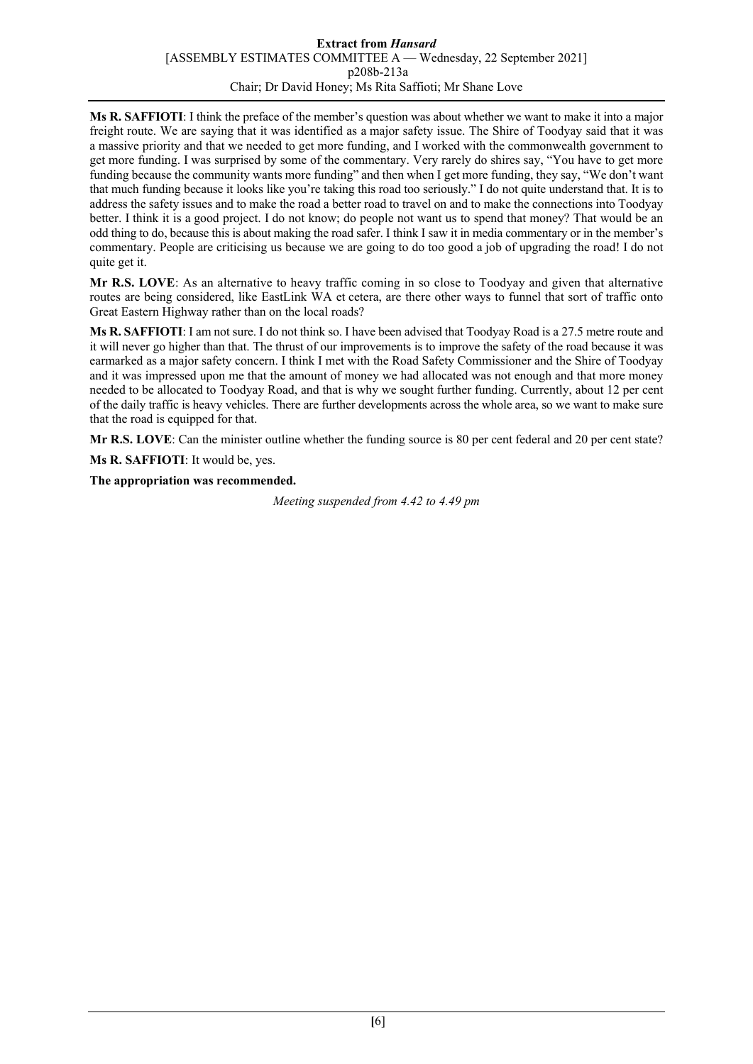**Ms R. SAFFIOTI**: I think the preface of the member's question was about whether we want to make it into a major freight route. We are saying that it was identified as a major safety issue. The Shire of Toodyay said that it was a massive priority and that we needed to get more funding, and I worked with the commonwealth government to get more funding. I was surprised by some of the commentary. Very rarely do shires say, "You have to get more funding because the community wants more funding" and then when I get more funding, they say, "We don't want that much funding because it looks like you're taking this road too seriously." I do not quite understand that. It is to address the safety issues and to make the road a better road to travel on and to make the connections into Toodyay better. I think it is a good project. I do not know; do people not want us to spend that money? That would be an odd thing to do, because this is about making the road safer. I think I saw it in media commentary or in the member's commentary. People are criticising us because we are going to do too good a job of upgrading the road! I do not quite get it.

**Mr R.S. LOVE**: As an alternative to heavy traffic coming in so close to Toodyay and given that alternative routes are being considered, like EastLink WA et cetera, are there other ways to funnel that sort of traffic onto Great Eastern Highway rather than on the local roads?

**Ms R. SAFFIOTI**: I am not sure. I do not think so. I have been advised that Toodyay Road is a 27.5 metre route and it will never go higher than that. The thrust of our improvements is to improve the safety of the road because it was earmarked as a major safety concern. I think I met with the Road Safety Commissioner and the Shire of Toodyay and it was impressed upon me that the amount of money we had allocated was not enough and that more money needed to be allocated to Toodyay Road, and that is why we sought further funding. Currently, about 12 per cent of the daily traffic is heavy vehicles. There are further developments across the whole area, so we want to make sure that the road is equipped for that.

**Mr R.S. LOVE**: Can the minister outline whether the funding source is 80 per cent federal and 20 per cent state?

**Ms R. SAFFIOTI**: It would be, yes.

**The appropriation was recommended.**

*Meeting suspended from 4.42 to 4.49 pm*